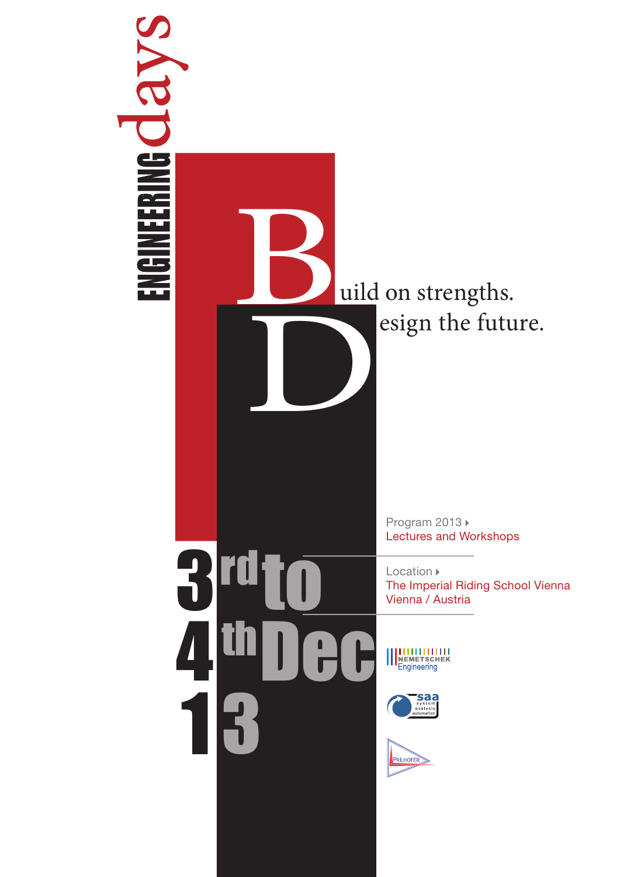# ENGINEERING days

**B**uild on strengths.
**D**esign the future.

3rd to 4th Dec 13

Program 2013 ▸
Lectures and Workshops

Location ▸
The Imperial Riding School Vienna
Vienna / Austria

NEMETSCHEK Engineering

saa system analysis automation

PRILHOFER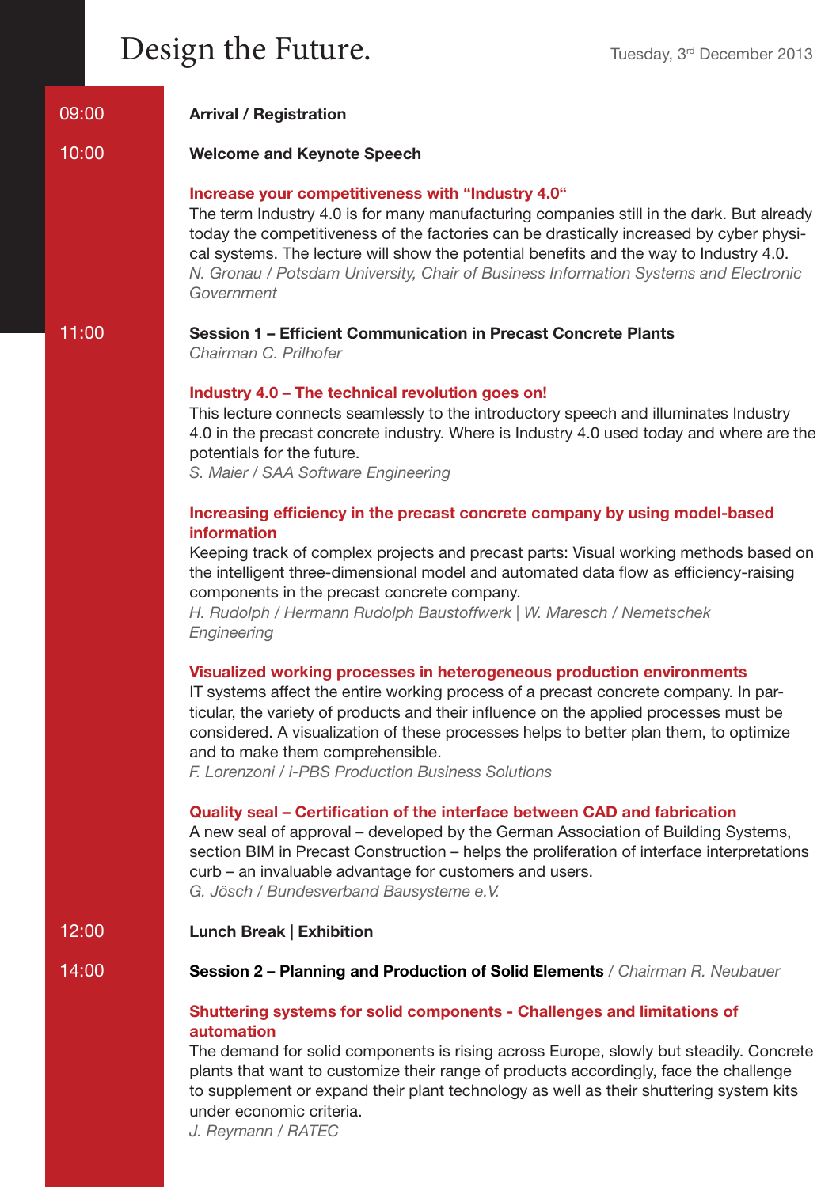# Design the Future.

Tuesday, 3rd December 2013

**09:00** **Arrival / Registration**

**10:00** **Welcome and Keynote Speech**

**Increase your competitiveness with "Industry 4.0"**

The term Industry 4.0 is for many manufacturing companies still in the dark. But already today the competitiveness of the factories can be drastically increased by cyber physical systems. The lecture will show the potential benefits and the way to Industry 4.0.

*N. Gronau / Potsdam University, Chair of Business Information Systems and Electronic Government*

**11:00** **Session 1 – Efficient Communication in Precast Concrete Plants**

*Chairman C. Prilhofer*

**Industry 4.0 – The technical revolution goes on!**

This lecture connects seamlessly to the introductory speech and illuminates Industry 4.0 in the precast concrete industry. Where is Industry 4.0 used today and where are the potentials for the future.

*S. Maier / SAA Software Engineering*

**Increasing efficiency in the precast concrete company by using model-based information**

Keeping track of complex projects and precast parts: Visual working methods based on the intelligent three-dimensional model and automated data flow as efficiency-raising components in the precast concrete company.

*H. Rudolph / Hermann Rudolph Baustoffwerk | W. Maresch / Nemetschek Engineering*

**Visualized working processes in heterogeneous production environments**

IT systems affect the entire working process of a precast concrete company. In particular, the variety of products and their influence on the applied processes must be considered. A visualization of these processes helps to better plan them, to optimize and to make them comprehensible.

*F. Lorenzoni / i-PBS Production Business Solutions*

**Quality seal – Certification of the interface between CAD and fabrication**

A new seal of approval – developed by the German Association of Building Systems, section BIM in Precast Construction – helps the proliferation of interface interpretations curb – an invaluable advantage for customers and users.

*G. Jösch / Bundesverband Bausysteme e.V.*

**12:00** **Lunch Break | Exhibition**

**14:00** **Session 2 – Planning and Production of Solid Elements** / *Chairman R. Neubauer*

**Shuttering systems for solid components - Challenges and limitations of automation**

The demand for solid components is rising across Europe, slowly but steadily. Concrete plants that want to customize their range of products accordingly, face the challenge to supplement or expand their plant technology as well as their shuttering system kits under economic criteria.

*J. Reymann / RATEC*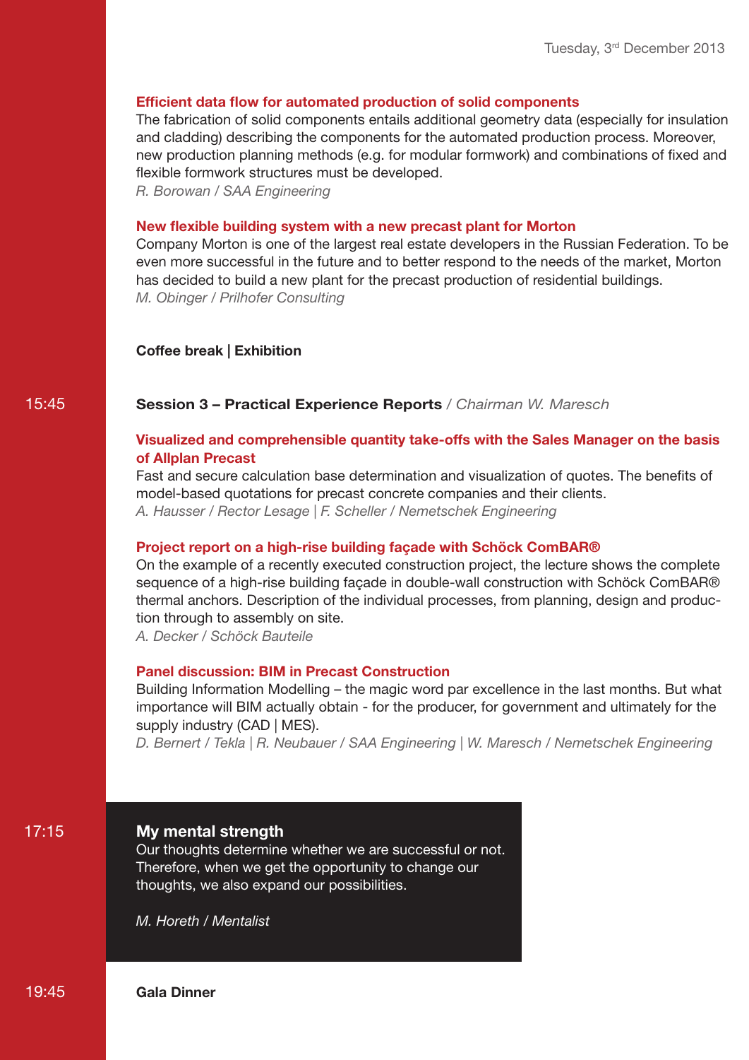Tuesday, 3rd December 2013

**Efficient data flow for automated production of solid components**
The fabrication of solid components entails additional geometry data (especially for insulation and cladding) describing the components for the automated production process. Moreover, new production planning methods (e.g. for modular formwork) and combinations of fixed and flexible formwork structures must be developed.
*R. Borowan / SAA Engineering*

**New flexible building system with a new precast plant for Morton**
Company Morton is one of the largest real estate developers in the Russian Federation. To be even more successful in the future and to better respond to the needs of the market, Morton has decided to build a new plant for the precast production of residential buildings.
*M. Obinger / Prilhofer Consulting*

**Coffee break | Exhibition**

15:45

**Session 3 – Practical Experience Reports** / *Chairman W. Maresch*

**Visualized and comprehensible quantity take-offs with the Sales Manager on the basis of Allplan Precast**
Fast and secure calculation base determination and visualization of quotes. The benefits of model-based quotations for precast concrete companies and their clients.
*A. Hausser / Rector Lesage | F. Scheller / Nemetschek Engineering*

**Project report on a high-rise building façade with Schöck ComBAR®**
On the example of a recently executed construction project, the lecture shows the complete sequence of a high-rise building façade in double-wall construction with Schöck ComBAR® thermal anchors. Description of the individual processes, from planning, design and production through to assembly on site.
*A. Decker / Schöck Bauteile*

**Panel discussion: BIM in Precast Construction**
Building Information Modelling – the magic word par excellence in the last months. But what importance will BIM actually obtain - for the producer, for government and ultimately for the supply industry (CAD | MES).
*D. Bernert / Tekla | R. Neubauer / SAA Engineering | W. Maresch / Nemetschek Engineering*

17:15

**My mental strength**
Our thoughts determine whether we are successful or not. Therefore, when we get the opportunity to change our thoughts, we also expand our possibilities.

*M. Horeth / Mentalist*

19:45

**Gala Dinner**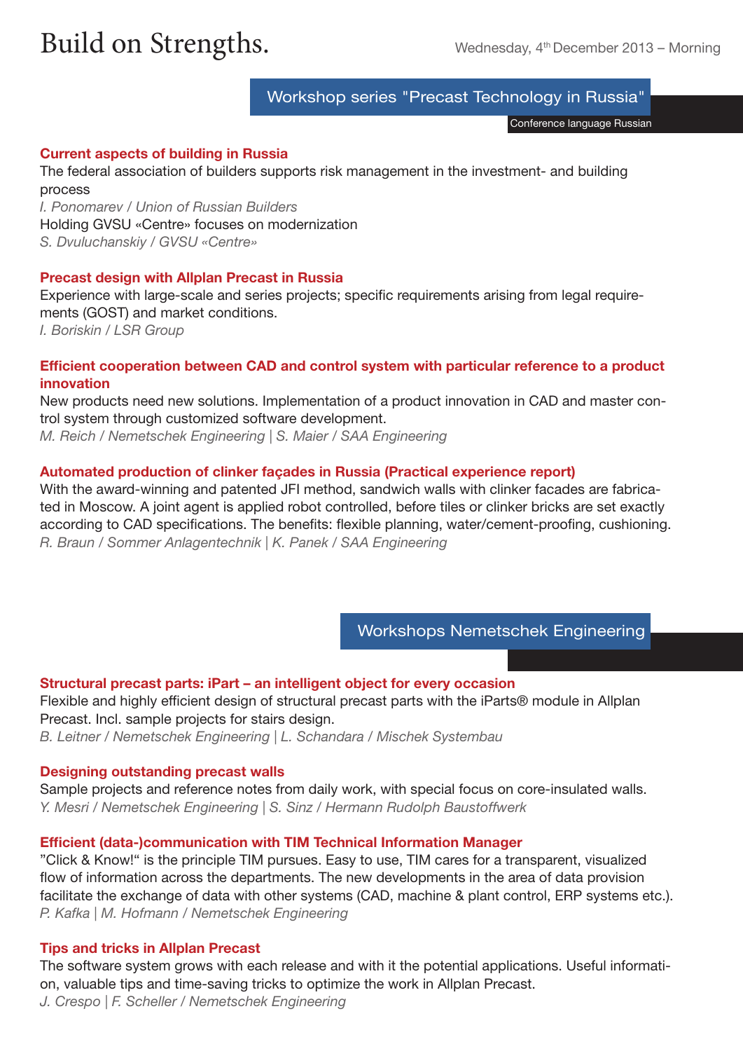# Build on Strengths.

Wednesday, 4th December 2013 – Morning

## Workshop series "Precast Technology in Russia"

Conference language Russian

### Current aspects of building in Russia

The federal association of builders supports risk management in the investment- and building process

*I. Ponomarev / Union of Russian Builders*

Holding GVSU «Centre» focuses on modernization

*S. Dvuluchanskiy / GVSU «Centre»*

### Precast design with Allplan Precast in Russia

Experience with large-scale and series projects; specific requirements arising from legal requirements (GOST) and market conditions.

*I. Boriskin / LSR Group*

### Efficient cooperation between CAD and control system with particular reference to a product innovation

New products need new solutions. Implementation of a product innovation in CAD and master control system through customized software development.

*M. Reich / Nemetschek Engineering | S. Maier / SAA Engineering*

### Automated production of clinker façades in Russia (Practical experience report)

With the award-winning and patented JFI method, sandwich walls with clinker facades are fabricated in Moscow. A joint agent is applied robot controlled, before tiles or clinker bricks are set exactly according to CAD specifications. The benefits: flexible planning, water/cement-proofing, cushioning.

*R. Braun / Sommer Anlagentechnik | K. Panek / SAA Engineering*

## Workshops Nemetschek Engineering

### Structural precast parts: iPart – an intelligent object for every occasion

Flexible and highly efficient design of structural precast parts with the iParts® module in Allplan Precast. Incl. sample projects for stairs design.

*B. Leitner / Nemetschek Engineering | L. Schandara / Mischek Systembau*

### Designing outstanding precast walls

Sample projects and reference notes from daily work, with special focus on core-insulated walls.

*Y. Mesri / Nemetschek Engineering | S. Sinz / Hermann Rudolph Baustoffwerk*

### Efficient (data-)communication with TIM Technical Information Manager

"Click & Know!" is the principle TIM pursues. Easy to use, TIM cares for a transparent, visualized flow of information across the departments. The new developments in the area of data provision facilitate the exchange of data with other systems (CAD, machine & plant control, ERP systems etc.).

*P. Kafka | M. Hofmann / Nemetschek Engineering*

### Tips and tricks in Allplan Precast

The software system grows with each release and with it the potential applications. Useful information, valuable tips and time-saving tricks to optimize the work in Allplan Precast.

*J. Crespo | F. Scheller / Nemetschek Engineering*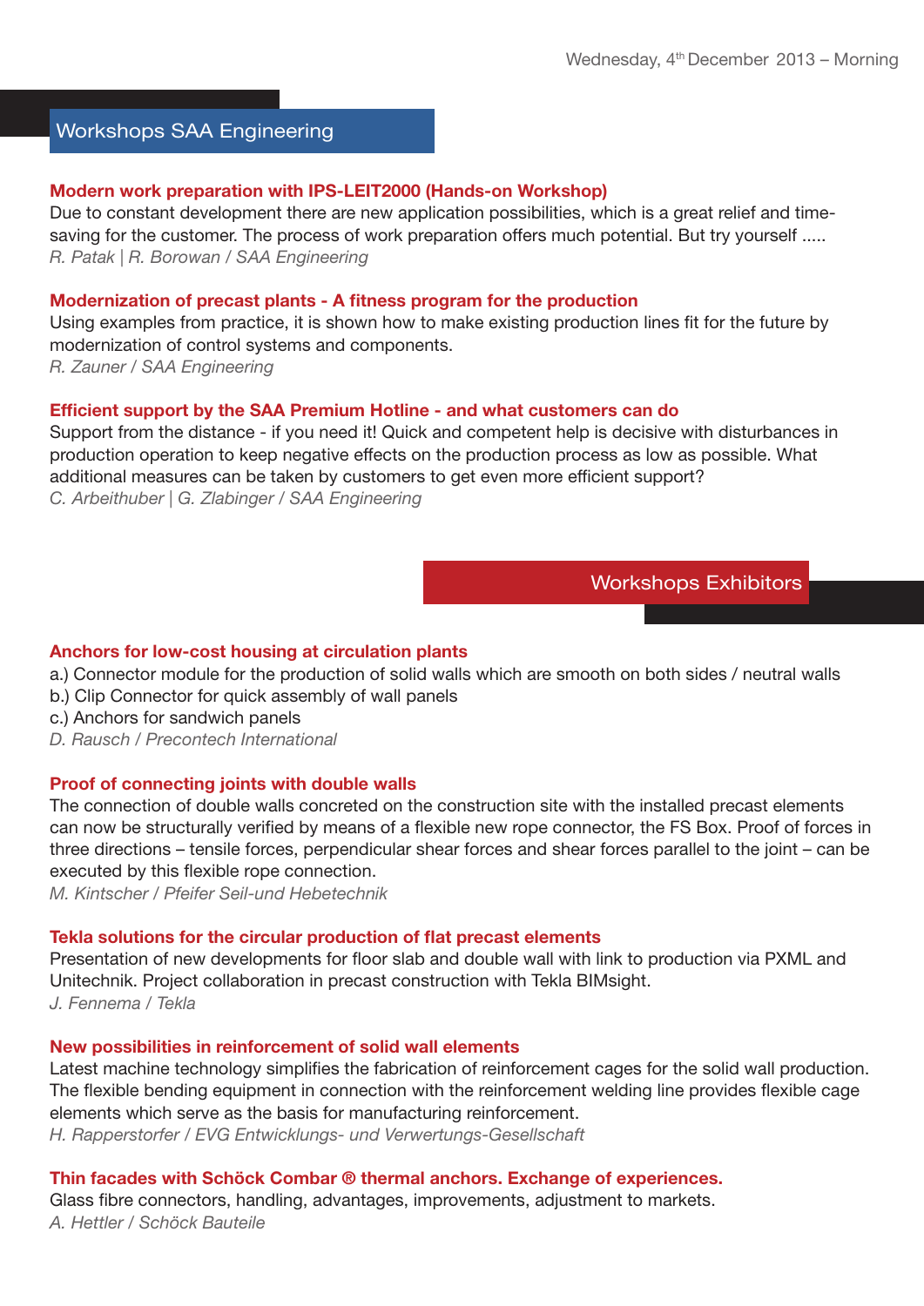Wednesday, 4th December 2013 – Morning

## Workshops SAA Engineering

**Modern work preparation with IPS-LEIT2000 (Hands-on Workshop)**
Due to constant development there are new application possibilities, which is a great relief and time-saving for the customer. The process of work preparation offers much potential. But try yourself .....
*R. Patak | R. Borowan / SAA Engineering*

**Modernization of precast plants - A fitness program for the production**
Using examples from practice, it is shown how to make existing production lines fit for the future by modernization of control systems and components.
*R. Zauner / SAA Engineering*

**Efficient support by the SAA Premium Hotline - and what customers can do**
Support from the distance - if you need it! Quick and competent help is decisive with disturbances in production operation to keep negative effects on the production process as low as possible. What additional measures can be taken by customers to get even more efficient support?
*C. Arbeithuber | G. Zlabinger / SAA Engineering*

## Workshops Exhibitors

**Anchors for low-cost housing at circulation plants**
a.) Connector module for the production of solid walls which are smooth on both sides / neutral walls
b.) Clip Connector for quick assembly of wall panels
c.) Anchors for sandwich panels
*D. Rausch / Precontech International*

**Proof of connecting joints with double walls**
The connection of double walls concreted on the construction site with the installed precast elements can now be structurally verified by means of a flexible new rope connector, the FS Box. Proof of forces in three directions – tensile forces, perpendicular shear forces and shear forces parallel to the joint – can be executed by this flexible rope connection.
*M. Kintscher / Pfeifer Seil-und Hebetechnik*

**Tekla solutions for the circular production of flat precast elements**
Presentation of new developments for floor slab and double wall with link to production via PXML and Unitechnik. Project collaboration in precast construction with Tekla BIMsight.
*J. Fennema / Tekla*

**New possibilities in reinforcement of solid wall elements**
Latest machine technology simplifies the fabrication of reinforcement cages for the solid wall production. The flexible bending equipment in connection with the reinforcement welding line provides flexible cage elements which serve as the basis for manufacturing reinforcement.
*H. Rapperstorfer / EVG Entwicklungs- und Verwertungs-Gesellschaft*

**Thin facades with Schöck Combar ® thermal anchors. Exchange of experiences.**
Glass fibre connectors, handling, advantages, improvements, adjustment to markets.
*A. Hettler / Schöck Bauteile*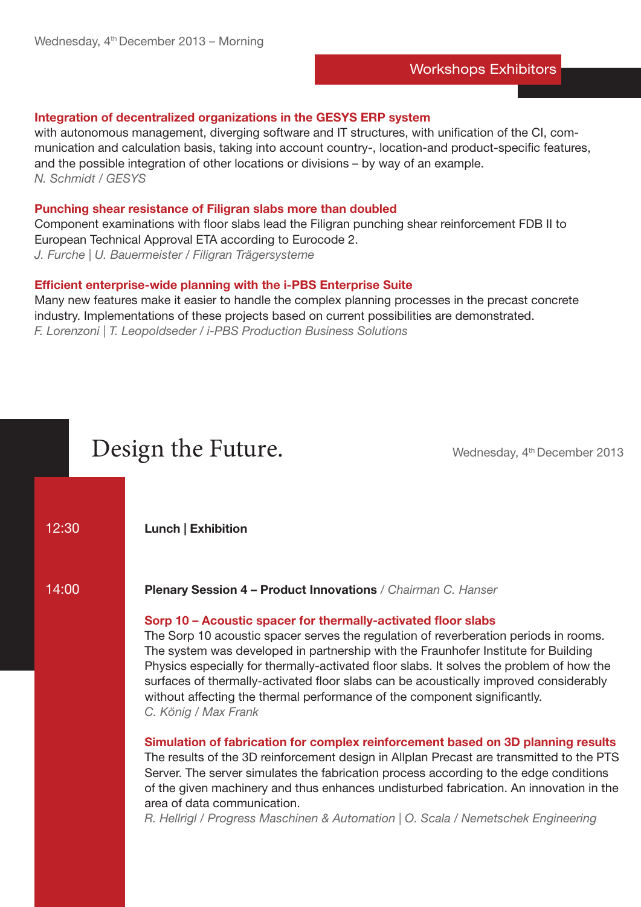Wednesday, 4th December 2013 – Morning

## Workshops Exhibitors

**Integration of decentralized organizations in the GESYS ERP system**
with autonomous management, diverging software and IT structures, with unification of the CI, communication and calculation basis, taking into account country-, location-and product-specific features, and the possible integration of other locations or divisions – by way of an example.
*N. Schmidt / GESYS*

**Punching shear resistance of Filigran slabs more than doubled**
Component examinations with floor slabs lead the Filigran punching shear reinforcement FDB II to European Technical Approval ETA according to Eurocode 2.
*J. Furche | U. Bauermeister / Filigran Trägersysteme*

**Efficient enterprise-wide planning with the i-PBS Enterprise Suite**
Many new features make it easier to handle the complex planning processes in the precast concrete industry. Implementations of these projects based on current possibilities are demonstrated.
*F. Lorenzoni | T. Leopoldseder / i-PBS Production Business Solutions*

# Design the Future.

Wednesday, 4th December 2013

12:30 **Lunch | Exhibition**

14:00 **Plenary Session 4 – Product Innovations** / *Chairman C. Hanser*

**Sorp 10 – Acoustic spacer for thermally-activated floor slabs**
The Sorp 10 acoustic spacer serves the regulation of reverberation periods in rooms. The system was developed in partnership with the Fraunhofer Institute for Building Physics especially for thermally-activated floor slabs. It solves the problem of how the surfaces of thermally-activated floor slabs can be acoustically improved considerably without affecting the thermal performance of the component significantly.
*C. König / Max Frank*

**Simulation of fabrication for complex reinforcement based on 3D planning results**
The results of the 3D reinforcement design in Allplan Precast are transmitted to the PTS Server. The server simulates the fabrication process according to the edge conditions of the given machinery and thus enhances undisturbed fabrication. An innovation in the area of data communication.
*R. Hellrigl / Progress Maschinen & Automation | O. Scala / Nemetschek Engineering*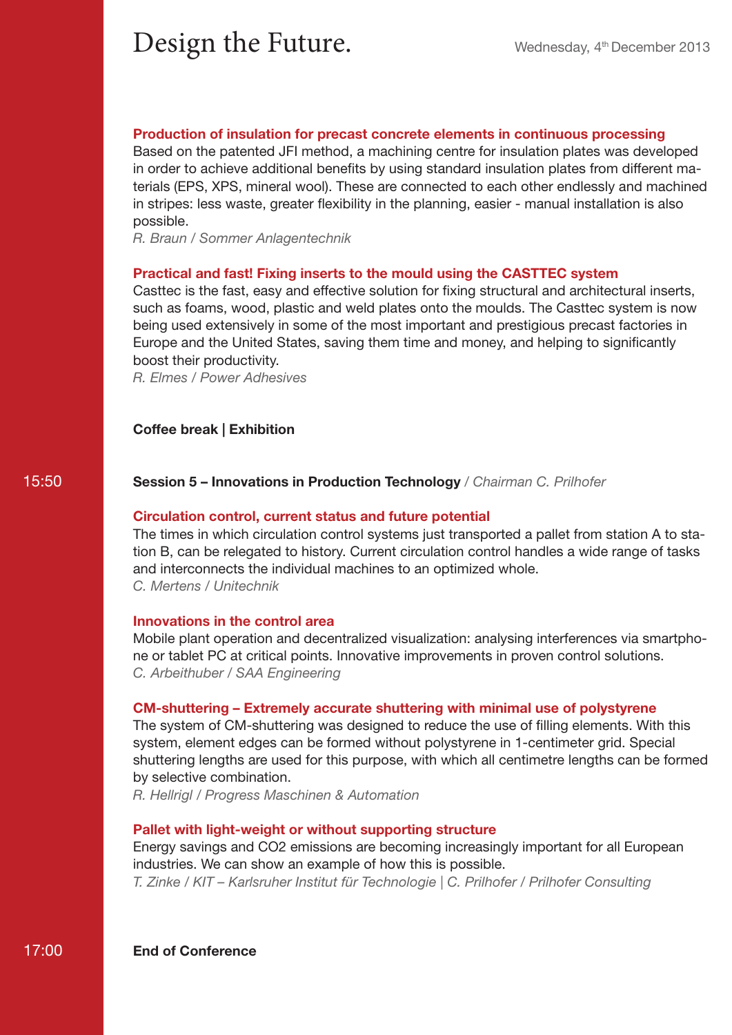**Production of insulation for precast concrete elements in continuous processing**

Based on the patented JFI method, a machining centre for insulation plates was developed in order to achieve additional benefits by using standard insulation plates from different materials (EPS, XPS, mineral wool). These are connected to each other endlessly and machined in stripes: less waste, greater flexibility in the planning, easier - manual installation is also possible.

*R. Braun / Sommer Anlagentechnik*

**Practical and fast! Fixing inserts to the mould using the CASTTEC system**

Casttec is the fast, easy and effective solution for fixing structural and architectural inserts, such as foams, wood, plastic and weld plates onto the moulds. The Casttec system is now being used extensively in some of the most important and prestigious precast factories in Europe and the United States, saving them time and money, and helping to significantly boost their productivity.

*R. Elmes / Power Adhesives*

**Coffee break | Exhibition**

15:50

**Session 5 – Innovations in Production Technology** / *Chairman C. Prilhofer*

**Circulation control, current status and future potential**

The times in which circulation control systems just transported a pallet from station A to station B, can be relegated to history. Current circulation control handles a wide range of tasks and interconnects the individual machines to an optimized whole.

*C. Mertens / Unitechnik*

**Innovations in the control area**

Mobile plant operation and decentralized visualization: analysing interferences via smartphone or tablet PC at critical points. Innovative improvements in proven control solutions.

*C. Arbeithuber / SAA Engineering*

**CM-shuttering – Extremely accurate shuttering with minimal use of polystyrene**

The system of CM-shuttering was designed to reduce the use of filling elements. With this system, element edges can be formed without polystyrene in 1-centimeter grid. Special shuttering lengths are used for this purpose, with which all centimetre lengths can be formed by selective combination.

*R. Hellrigl / Progress Maschinen & Automation*

**Pallet with light-weight or without supporting structure**

Energy savings and CO2 emissions are becoming increasingly important for all European industries. We can show an example of how this is possible.

*T. Zinke / KIT – Karlsruher Institut für Technologie | C. Prilhofer / Prilhofer Consulting*

17:00

**End of Conference**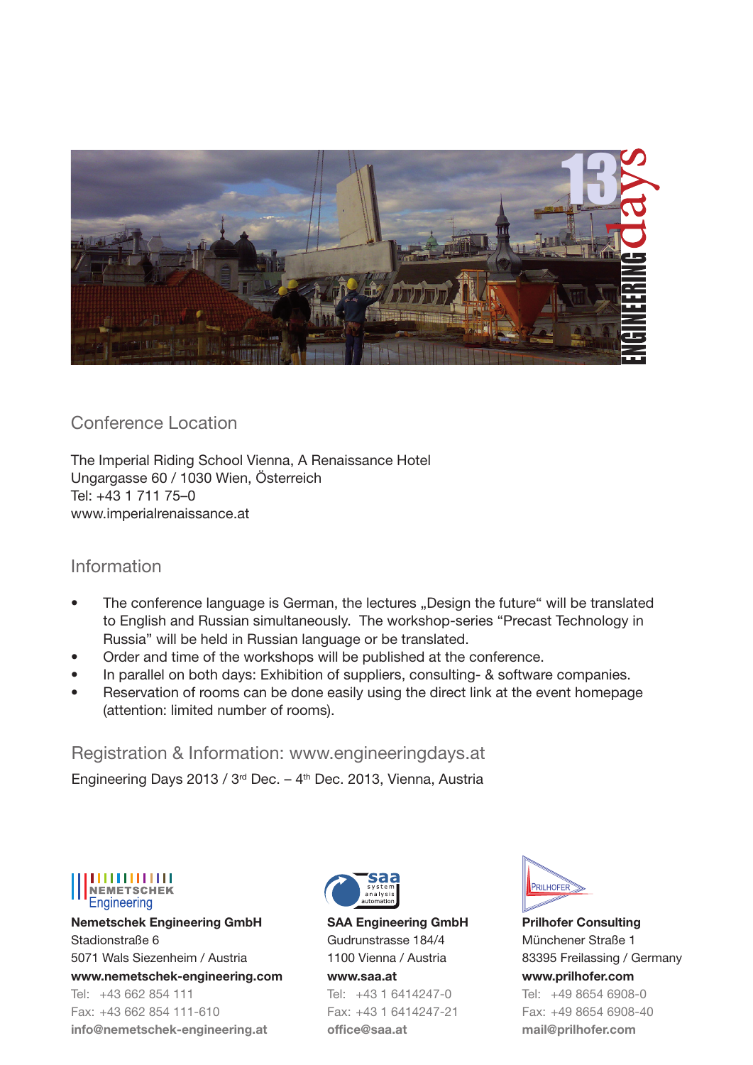## Conference Location

The Imperial Riding School Vienna, A Renaissance Hotel
Ungargasse 60 / 1030 Wien, Österreich
Tel: +43 1 711 75–0
www.imperialrenaissance.at

## Information

- The conference language is German, the lectures „Design the future" will be translated to English and Russian simultaneously. The workshop-series "Precast Technology in Russia" will be held in Russian language or be translated.
- Order and time of the workshops will be published at the conference.
- In parallel on both days: Exhibition of suppliers, consulting- & software companies.
- Reservation of rooms can be done easily using the direct link at the event homepage (attention: limited number of rooms).

## Registration & Information: www.engineeringdays.at

Engineering Days 2013 / 3rd Dec. – 4th Dec. 2013, Vienna, Austria

**Nemetschek Engineering GmbH**
Stadionstraße 6
5071 Wals Siezenheim / Austria
**www.nemetschek-engineering.com**
Tel: +43 662 854 111
Fax: +43 662 854 111-610
**info@nemetschek-engineering.at**

**SAA Engineering GmbH**
Gudrunstrasse 184/4
1100 Vienna / Austria
**www.saa.at**
Tel: +43 1 6414247-0
Fax: +43 1 6414247-21
**office@saa.at**

**Prilhofer Consulting**
Münchener Straße 1
83395 Freilassing / Germany
**www.prilhofer.com**
Tel: +49 8654 6908-0
Fax: +49 8654 6908-40
**mail@prilhofer.com**